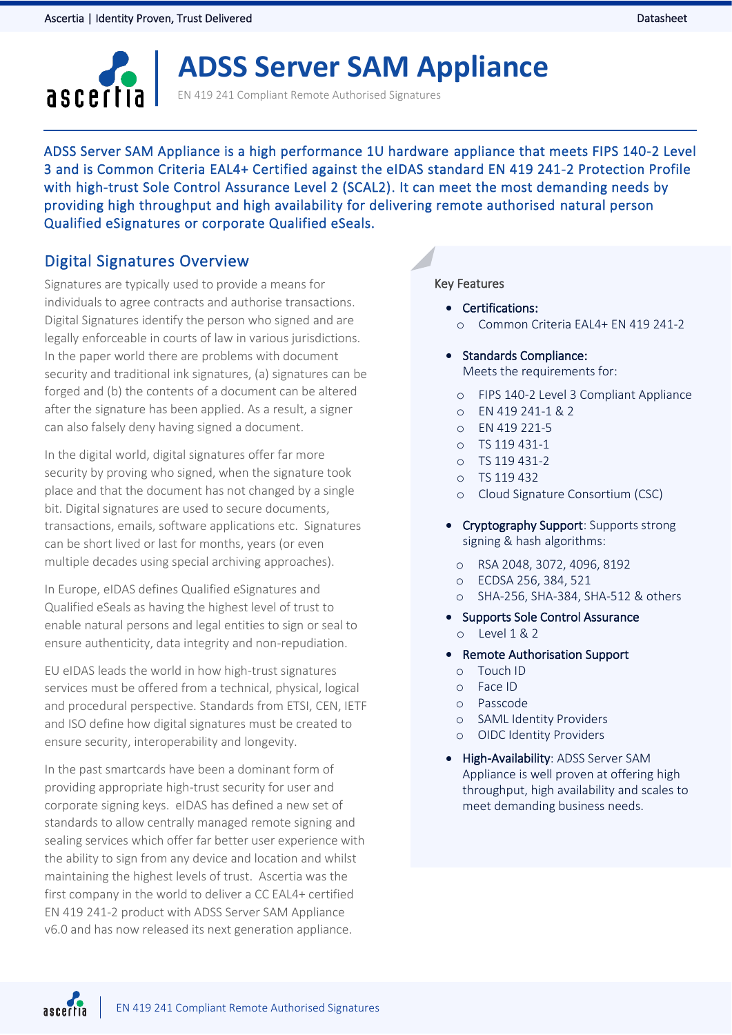# ADSS Server SAM Appliance

EN 419 241 Compliant Remote Authorised Signatures

ADSS Server SAM Appliance is a high performance 1U hardware appliance that meets FIPS 140-2 Level 3 and is Common Criteria EAL4+ Certified against the eIDAS standard EN 419 241-2 Protection Profile with high-trust Sole Control Assurance Level 2 (SCAL2). It can meet the most demanding needs by providing high throughput and high availability for delivering remote authorised natural person Qualified eSignatures or corporate Qualified eSeals.

## Digital Signatures Overview

Signatures are typically used to provide a means for individuals to agree contracts and authorise transactions. Digital Signatures identify the person who signed and are legally enforceable in courts of law in various jurisdictions. In the paper world there are problems with document security and traditional ink signatures, (a) signatures can be forged and (b) the contents of a document can be altered after the signature has been applied. As a result, a signer can also falsely deny having signed a document.

In the digital world, digital signatures offer far more security by proving who signed, when the signature took place and that the document has not changed by a single bit. Digital signatures are used to secure documents, transactions, emails, software applications etc. Signatures can be short lived or last for months, years (or even multiple decades using special archiving approaches).

In Europe, eIDAS defines Qualified eSignatures and Qualified eSeals as having the highest level of trust to enable natural persons and legal entities to sign or seal to ensure authenticity, data integrity and non-repudiation.

EU eIDAS leads the world in how high-trust signatures services must be offered from a technical, physical, logical and procedural perspective. Standards from ETSI, CEN, IETF and ISO define how digital signatures must be created to ensure security, interoperability and longevity.

In the past smartcards have been a dominant form of providing appropriate high-trust security for user and corporate signing keys. eIDAS has defined a new set of standards to allow centrally managed remote signing and sealing services which offer far better user experience with the ability to sign from any device and location and whilst maintaining the highest levels of trust. Ascertia was the first company in the world to deliver a CC EAL4+ certified EN 419 241-2 product with ADSS Server SAM Appliance v6.0 and has now released its next generation appliance.

### Key Features

- **Certifications:**
  - Common Criteria EAL4+ EN 419 241-2
- **Standards Compliance:** Meets the requirements for:
  - FIPS 140-2 Level 3 Compliant Appliance
  - EN 419 241-1 & 2
  - EN 419 221-5
  - TS 119 431-1
  - TS 119 431-2
  - TS 119 432
  - Cloud Signature Consortium (CSC)
- **Cryptography Support**: Supports strong signing & hash algorithms:
  - RSA 2048, 3072, 4096, 8192
  - ECDSA 256, 384, 521
  - SHA-256, SHA-384, SHA-512 & others
- **Supports Sole Control Assurance**
  - Level 1 & 2
- **Remote Authorisation Support**
  - Touch ID
  - Face ID
  - Passcode
  - SAML Identity Providers
  - OIDC Identity Providers
- **High-Availability**: ADSS Server SAM Appliance is well proven at offering high throughput, high availability and scales to meet demanding business needs.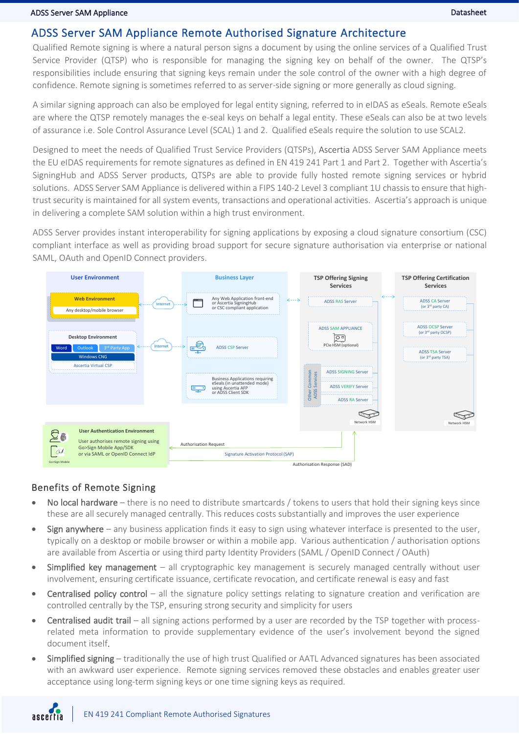## ADSS Server SAM Appliance Remote Authorised Signature Architecture

Qualified Remote signing is where a natural person signs a document by using the online services of a Qualified Trust Service Provider (QTSP) who is responsible for managing the signing key on behalf of the owner. The QTSP's responsibilities include ensuring that signing keys remain under the sole control of the owner with a high degree of confidence. Remote signing is sometimes referred to as server-side signing or more generally as cloud signing.

A similar signing approach can also be employed for legal entity signing, referred to in eIDAS as eSeals. Remote eSeals are where the QTSP remotely manages the e-seal keys on behalf a legal entity. These eSeals can also be at two levels of assurance i.e. Sole Control Assurance Level (SCAL) 1 and 2. Qualified eSeals require the solution to use SCAL2.

Designed to meet the needs of Qualified Trust Service Providers (QTSPs), Ascertia ADSS Server SAM Appliance meets the EU eIDAS requirements for remote signatures as defined in EN 419 241 Part 1 and Part 2. Together with Ascertia's SigningHub and ADSS Server products, QTSPs are able to provide fully hosted remote signing services or hybrid solutions. ADSS Server SAM Appliance is delivered within a FIPS 140-2 Level 3 compliant 1U chassis to ensure that high-trust security is maintained for all system events, transactions and operational activities. Ascertia's approach is unique in delivering a complete SAM solution within a high trust environment.

ADSS Server provides instant interoperability for signing applications by exposing a cloud signature consortium (CSC) compliant interface as well as providing broad support for secure signature authorisation via enterprise or national SAML, OAuth and OpenID Connect providers.

User Environment — Web Environment: Any desktop/mobile browser; Desktop Environment: Word, Outlook, 3rd Party App, Windows CNG, Ascertia Virtual CSP

Business Layer — Any Web Application front-end or Ascertia SigningHub or CSC compliant application; ADSS CSP Server; Business Applications requiring eSeals (in unattended mode) using Ascertia AFP or ADSS Client SDK

TSP Offering Signing Services — ADSS RAS Server; ADSS SAM APPLIANCE (PCIe HSM (optional)); Other Common ADSS Services: ADSS SIGNING Server, ADSS VERIFY Server, ADSS RA Server; Network HSM

TSP Offering Certification Services — ADSS CA Server (or 3rd party CA); ADSS OCSP Server (or 3rd party OCSP); ADSS TSA Server (or 3rd party TSA); Network HSM

User Authentication Environment — User authorises remote signing using Go>Sign Mobile App/SDK or via SAML or OpenID Connect IdP; Go>Sign Mobile

Authorisation Request; Signature Activation Protocol (SAP); Authorisation Response (SAD)

### Benefits of Remote Signing

- No local hardware – there is no need to distribute smartcards / tokens to users that hold their signing keys since these are all securely managed centrally. This reduces costs substantially and improves the user experience
- Sign anywhere – any business application finds it easy to sign using whatever interface is presented to the user, typically on a desktop or mobile browser or within a mobile app. Various authentication / authorisation options are available from Ascertia or using third party Identity Providers (SAML / OpenID Connect / OAuth)
- Simplified key management – all cryptographic key management is securely managed centrally without user involvement, ensuring certificate issuance, certificate revocation, and certificate renewal is easy and fast
- Centralised policy control – all the signature policy settings relating to signature creation and verification are controlled centrally by the TSP, ensuring strong security and simplicity for users
- Centralised audit trail – all signing actions performed by a user are recorded by the TSP together with process-related meta information to provide supplementary evidence of the user's involvement beyond the signed document itself.
- Simplified signing – traditionally the use of high trust Qualified or AATL Advanced signatures has been associated with an awkward user experience. Remote signing services removed these obstacles and enables greater user acceptance using long-term signing keys or one time signing keys as required.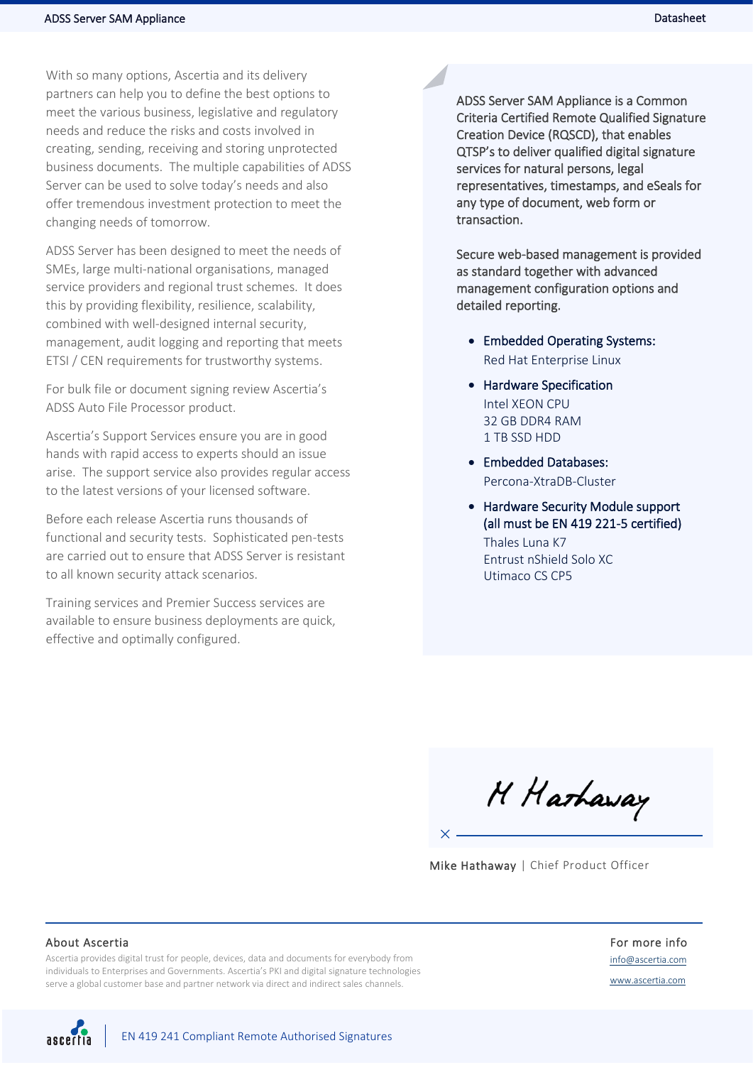With so many options, Ascertia and its delivery partners can help you to define the best options to meet the various business, legislative and regulatory needs and reduce the risks and costs involved in creating, sending, receiving and storing unprotected business documents. The multiple capabilities of ADSS Server can be used to solve today's needs and also offer tremendous investment protection to meet the changing needs of tomorrow.

ADSS Server has been designed to meet the needs of SMEs, large multi-national organisations, managed service providers and regional trust schemes. It does this by providing flexibility, resilience, scalability, combined with well-designed internal security, management, audit logging and reporting that meets ETSI / CEN requirements for trustworthy systems.

For bulk file or document signing review Ascertia's ADSS Auto File Processor product.

Ascertia's Support Services ensure you are in good hands with rapid access to experts should an issue arise. The support service also provides regular access to the latest versions of your licensed software.

Before each release Ascertia runs thousands of functional and security tests. Sophisticated pen-tests are carried out to ensure that ADSS Server is resistant to all known security attack scenarios.

Training services and Premier Success services are available to ensure business deployments are quick, effective and optimally configured.

ADSS Server SAM Appliance is a Common Criteria Certified Remote Qualified Signature Creation Device (RQSCD), that enables QTSP's to deliver qualified digital signature services for natural persons, legal representatives, timestamps, and eSeals for any type of document, web form or transaction.

Secure web-based management is provided as standard together with advanced management configuration options and detailed reporting.

- **Embedded Operating Systems:**
  Red Hat Enterprise Linux
- **Hardware Specification**
  Intel XEON CPU
  32 GB DDR4 RAM
  1 TB SSD HDD
- **Embedded Databases:**
  Percona-XtraDB-Cluster
- **Hardware Security Module support (all must be EN 419 221-5 certified)**
  Thales Luna K7
  Entrust nShield Solo XC
  Utimaco CS CP5

M Hathaway

Mike Hathaway | Chief Product Officer

### About Ascertia

Ascertia provides digital trust for people, devices, data and documents for everybody from individuals to Enterprises and Governments. Ascertia's PKI and digital signature technologies serve a global customer base and partner network via direct and indirect sales channels.

### For more info

info@ascertia.com

www.ascertia.com

EN 419 241 Compliant Remote Authorised Signatures